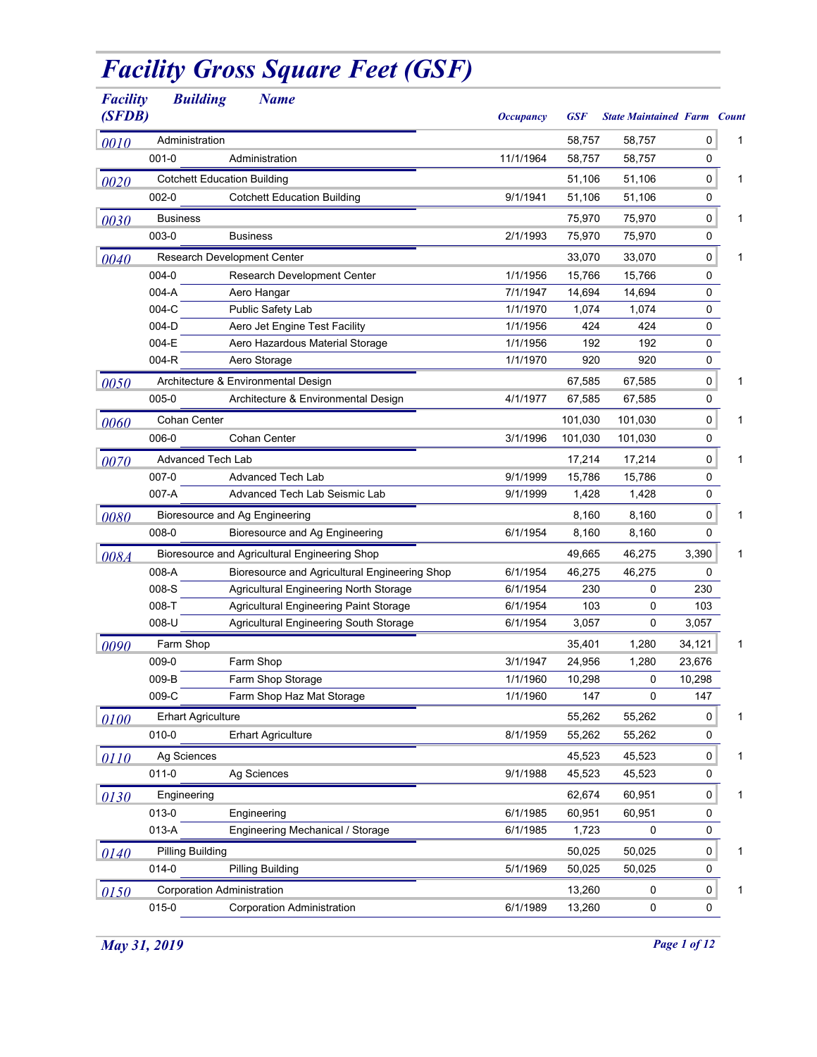# Facility Gross Square Feet (GSF)

| Facility (SFDB) | Building | Name | Occupancy | GSF | State Maintained | Farm | Count |
|---|---|---|---|---|---|---|---|
| 0010 | Administration | | | 58,757 | 58,757 | 0 | 1 |
| | 001-0 | Administration | 11/1/1964 | 58,757 | 58,757 | 0 | |
| 0020 | Cotchett Education Building | | | 51,106 | 51,106 | 0 | 1 |
| | 002-0 | Cotchett Education Building | 9/1/1941 | 51,106 | 51,106 | 0 | |
| 0030 | Business | | | 75,970 | 75,970 | 0 | 1 |
| | 003-0 | Business | 2/1/1993 | 75,970 | 75,970 | 0 | |
| 0040 | Research Development Center | | | 33,070 | 33,070 | 0 | 1 |
| | 004-0 | Research Development Center | 1/1/1956 | 15,766 | 15,766 | 0 | |
| | 004-A | Aero Hangar | 7/1/1947 | 14,694 | 14,694 | 0 | |
| | 004-C | Public Safety Lab | 1/1/1970 | 1,074 | 1,074 | 0 | |
| | 004-D | Aero Jet Engine Test Facility | 1/1/1956 | 424 | 424 | 0 | |
| | 004-E | Aero Hazardous Material Storage | 1/1/1956 | 192 | 192 | 0 | |
| | 004-R | Aero Storage | 1/1/1970 | 920 | 920 | 0 | |
| 0050 | Architecture & Environmental Design | | | 67,585 | 67,585 | 0 | 1 |
| | 005-0 | Architecture & Environmental Design | 4/1/1977 | 67,585 | 67,585 | 0 | |
| 0060 | Cohan Center | | | 101,030 | 101,030 | 0 | 1 |
| | 006-0 | Cohan Center | 3/1/1996 | 101,030 | 101,030 | 0 | |
| 0070 | Advanced Tech Lab | | | 17,214 | 17,214 | 0 | 1 |
| | 007-0 | Advanced Tech Lab | 9/1/1999 | 15,786 | 15,786 | 0 | |
| | 007-A | Advanced Tech Lab Seismic Lab | 9/1/1999 | 1,428 | 1,428 | 0 | |
| 0080 | Bioresource and Ag Engineering | | | 8,160 | 8,160 | 0 | 1 |
| | 008-0 | Bioresource and Ag Engineering | 6/1/1954 | 8,160 | 8,160 | 0 | |
| 008A | Bioresource and Agricultural Engineering Shop | | | 49,665 | 46,275 | 3,390 | 1 |
| | 008-A | Bioresource and Agricultural Engineering Shop | 6/1/1954 | 46,275 | 46,275 | 0 | |
| | 008-S | Agricultural Engineering North Storage | 6/1/1954 | 230 | 0 | 230 | |
| | 008-T | Agricultural Engineering Paint Storage | 6/1/1954 | 103 | 0 | 103 | |
| | 008-U | Agricultural Engineering South Storage | 6/1/1954 | 3,057 | 0 | 3,057 | |
| 0090 | Farm Shop | | | 35,401 | 1,280 | 34,121 | 1 |
| | 009-0 | Farm Shop | 3/1/1947 | 24,956 | 1,280 | 23,676 | |
| | 009-B | Farm Shop Storage | 1/1/1960 | 10,298 | 0 | 10,298 | |
| | 009-C | Farm Shop Haz Mat Storage | 1/1/1960 | 147 | 0 | 147 | |
| 0100 | Erhart Agriculture | | | 55,262 | 55,262 | 0 | 1 |
| | 010-0 | Erhart Agriculture | 8/1/1959 | 55,262 | 55,262 | 0 | |
| 0110 | Ag Sciences | | | 45,523 | 45,523 | 0 | 1 |
| | 011-0 | Ag Sciences | 9/1/1988 | 45,523 | 45,523 | 0 | |
| 0130 | Engineering | | | 62,674 | 60,951 | 0 | 1 |
| | 013-0 | Engineering | 6/1/1985 | 60,951 | 60,951 | 0 | |
| | 013-A | Engineering Mechanical / Storage | 6/1/1985 | 1,723 | 0 | 0 | |
| 0140 | Pilling Building | | | 50,025 | 50,025 | 0 | 1 |
| | 014-0 | Pilling Building | 5/1/1969 | 50,025 | 50,025 | 0 | |
| 0150 | Corporation Administration | | | 13,260 | 0 | 0 | 1 |
| | 015-0 | Corporation Administration | 6/1/1989 | 13,260 | 0 | 0 | |

*May 31, 2019*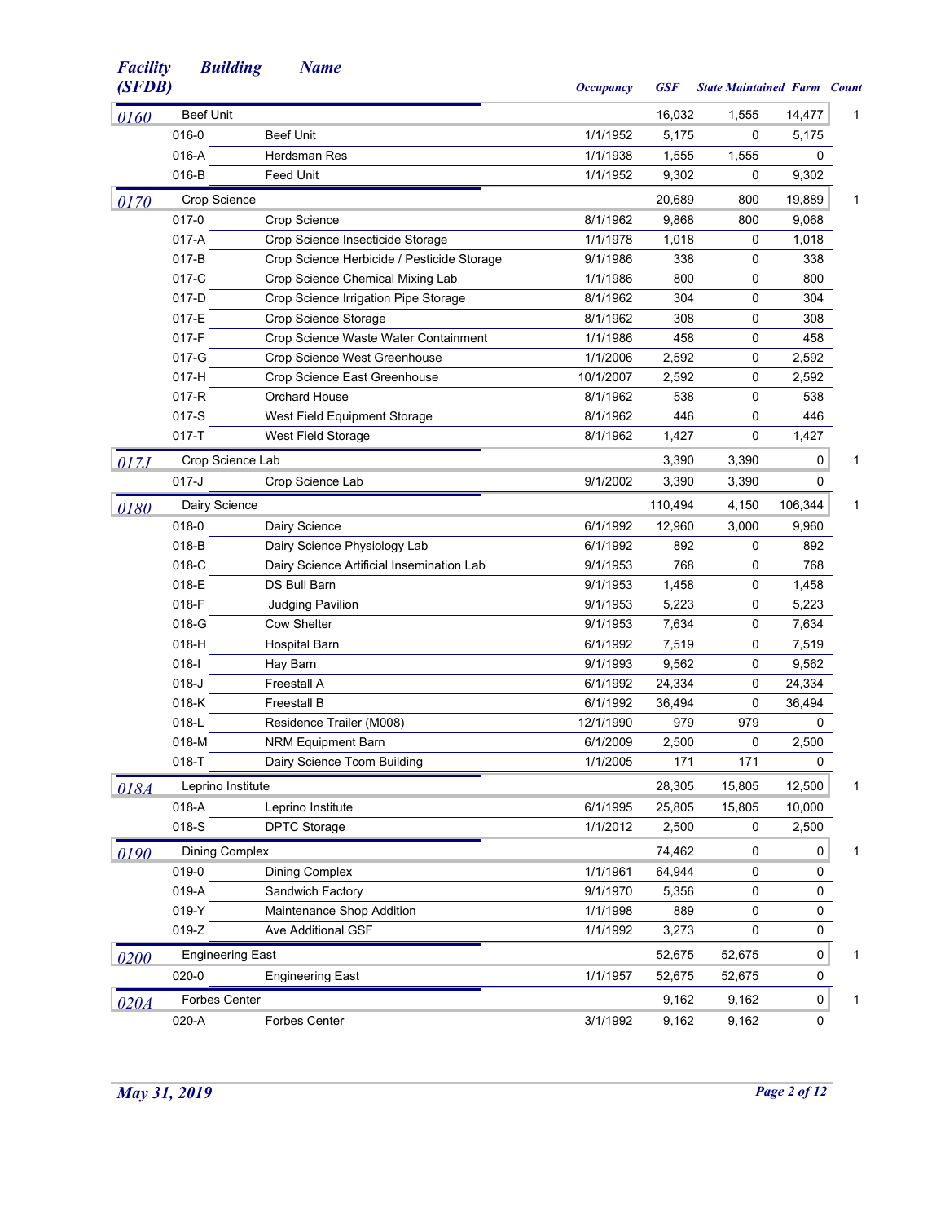| Facility (SFDB) | Building | Name | Occupancy | GSF | State Maintained | Farm | Count |
|---|---|---|---|---|---|---|---|
| 0160 | Beef Unit | | | 16,032 | 1,555 | 14,477 | 1 |
| | 016-0 | Beef Unit | 1/1/1952 | 5,175 | 0 | 5,175 | |
| | 016-A | Herdsman Res | 1/1/1938 | 1,555 | 1,555 | 0 | |
| | 016-B | Feed Unit | 1/1/1952 | 9,302 | 0 | 9,302 | |
| 0170 | Crop Science | | | 20,689 | 800 | 19,889 | 1 |
| | 017-0 | Crop Science | 8/1/1962 | 9,868 | 800 | 9,068 | |
| | 017-A | Crop Science Insecticide Storage | 1/1/1978 | 1,018 | 0 | 1,018 | |
| | 017-B | Crop Science Herbicide / Pesticide Storage | 9/1/1986 | 338 | 0 | 338 | |
| | 017-C | Crop Science Chemical Mixing Lab | 1/1/1986 | 800 | 0 | 800 | |
| | 017-D | Crop Science Irrigation Pipe Storage | 8/1/1962 | 304 | 0 | 304 | |
| | 017-E | Crop Science Storage | 8/1/1962 | 308 | 0 | 308 | |
| | 017-F | Crop Science Waste Water Containment | 1/1/1986 | 458 | 0 | 458 | |
| | 017-G | Crop Science West Greenhouse | 1/1/2006 | 2,592 | 0 | 2,592 | |
| | 017-H | Crop Science East Greenhouse | 10/1/2007 | 2,592 | 0 | 2,592 | |
| | 017-R | Orchard House | 8/1/1962 | 538 | 0 | 538 | |
| | 017-S | West Field Equipment Storage | 8/1/1962 | 446 | 0 | 446 | |
| | 017-T | West Field Storage | 8/1/1962 | 1,427 | 0 | 1,427 | |
| 017J | Crop Science Lab | | | 3,390 | 3,390 | 0 | 1 |
| | 017-J | Crop Science Lab | 9/1/2002 | 3,390 | 3,390 | 0 | |
| 0180 | Dairy Science | | | 110,494 | 4,150 | 106,344 | 1 |
| | 018-0 | Dairy Science | 6/1/1992 | 12,960 | 3,000 | 9,960 | |
| | 018-B | Dairy Science Physiology Lab | 6/1/1992 | 892 | 0 | 892 | |
| | 018-C | Dairy Science Artificial Insemination Lab | 9/1/1953 | 768 | 0 | 768 | |
| | 018-E | DS Bull Barn | 9/1/1953 | 1,458 | 0 | 1,458 | |
| | 018-F | Judging Pavilion | 9/1/1953 | 5,223 | 0 | 5,223 | |
| | 018-G | Cow Shelter | 9/1/1953 | 7,634 | 0 | 7,634 | |
| | 018-H | Hospital Barn | 6/1/1992 | 7,519 | 0 | 7,519 | |
| | 018-I | Hay Barn | 9/1/1993 | 9,562 | 0 | 9,562 | |
| | 018-J | Freestall A | 6/1/1992 | 24,334 | 0 | 24,334 | |
| | 018-K | Freestall B | 6/1/1992 | 36,494 | 0 | 36,494 | |
| | 018-L | Residence Trailer (M008) | 12/1/1990 | 979 | 979 | 0 | |
| | 018-M | NRM Equipment Barn | 6/1/2009 | 2,500 | 0 | 2,500 | |
| | 018-T | Dairy Science Tcom Building | 1/1/2005 | 171 | 171 | 0 | |
| 018A | Leprino Institute | | | 28,305 | 15,805 | 12,500 | 1 |
| | 018-A | Leprino Institute | 6/1/1995 | 25,805 | 15,805 | 10,000 | |
| | 018-S | DPTC Storage | 1/1/2012 | 2,500 | 0 | 2,500 | |
| 0190 | Dining Complex | | | 74,462 | 0 | 0 | 1 |
| | 019-0 | Dining Complex | 1/1/1961 | 64,944 | 0 | 0 | |
| | 019-A | Sandwich Factory | 9/1/1970 | 5,356 | 0 | 0 | |
| | 019-Y | Maintenance Shop Addition | 1/1/1998 | 889 | 0 | 0 | |
| | 019-Z | Ave Additional GSF | 1/1/1992 | 3,273 | 0 | 0 | |
| 0200 | Engineering East | | | 52,675 | 52,675 | 0 | 1 |
| | 020-0 | Engineering East | 1/1/1957 | 52,675 | 52,675 | 0 | |
| 020A | Forbes Center | | | 9,162 | 9,162 | 0 | 1 |
| | 020-A | Forbes Center | 3/1/1992 | 9,162 | 9,162 | 0 | |

*May 31, 2019*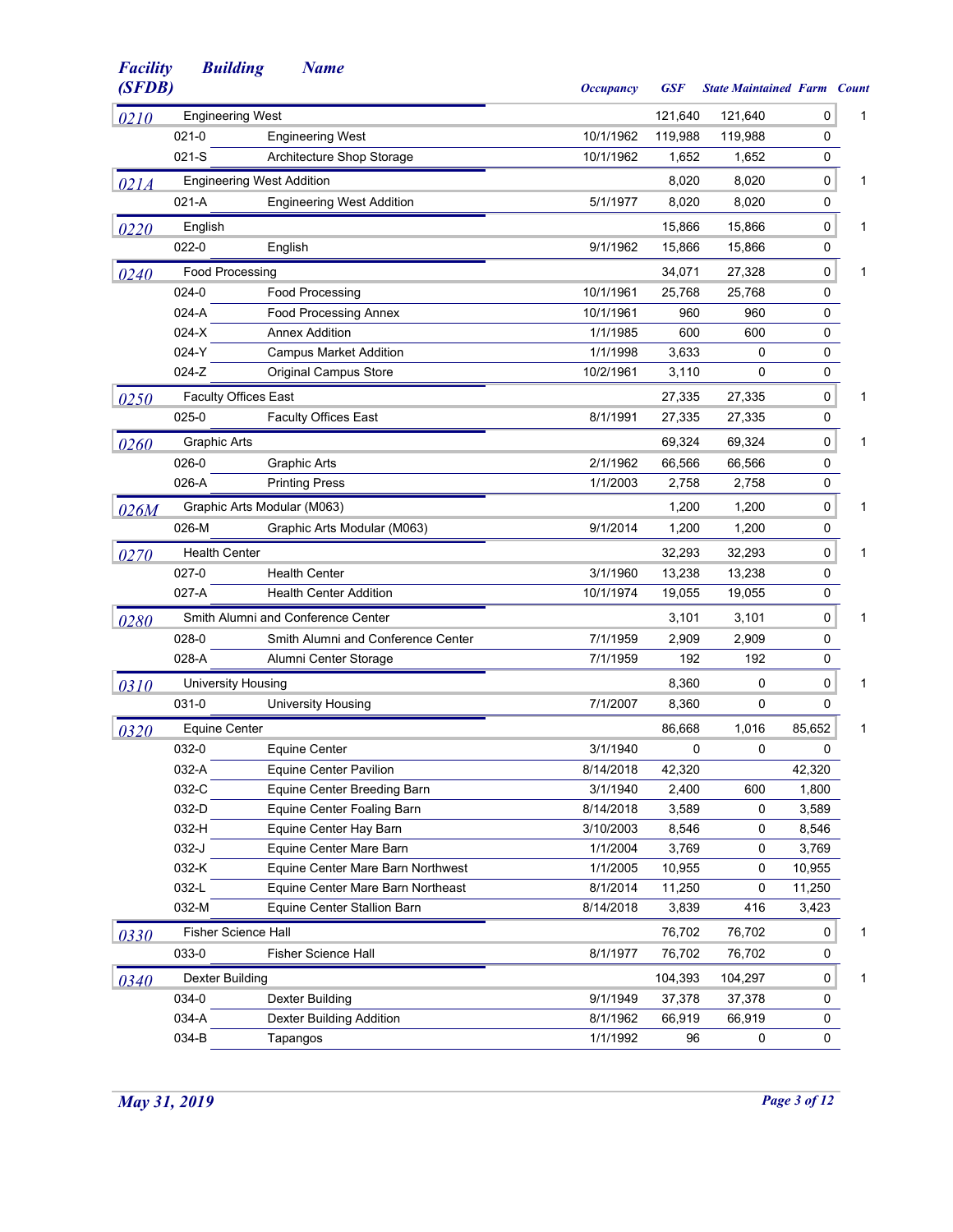| Facility (SFDB) | Building | Name | Occupancy | GSF | State Maintained | Farm | Count |
|---|---|---|---|---|---|---|---|
| 0210 | Engineering West | | | 121,640 | 121,640 | 0 | 1 |
| | 021-0 | Engineering West | 10/1/1962 | 119,988 | 119,988 | 0 | |
| | 021-S | Architecture Shop Storage | 10/1/1962 | 1,652 | 1,652 | 0 | |
| 021A | Engineering West Addition | | | 8,020 | 8,020 | 0 | 1 |
| | 021-A | Engineering West Addition | 5/1/1977 | 8,020 | 8,020 | 0 | |
| 0220 | English | | | 15,866 | 15,866 | 0 | 1 |
| | 022-0 | English | 9/1/1962 | 15,866 | 15,866 | 0 | |
| 0240 | Food Processing | | | 34,071 | 27,328 | 0 | 1 |
| | 024-0 | Food Processing | 10/1/1961 | 25,768 | 25,768 | 0 | |
| | 024-A | Food Processing Annex | 10/1/1961 | 960 | 960 | 0 | |
| | 024-X | Annex Addition | 1/1/1985 | 600 | 600 | 0 | |
| | 024-Y | Campus Market Addition | 1/1/1998 | 3,633 | 0 | 0 | |
| | 024-Z | Original Campus Store | 10/2/1961 | 3,110 | 0 | 0 | |
| 0250 | Faculty Offices East | | | 27,335 | 27,335 | 0 | 1 |
| | 025-0 | Faculty Offices East | 8/1/1991 | 27,335 | 27,335 | 0 | |
| 0260 | Graphic Arts | | | 69,324 | 69,324 | 0 | 1 |
| | 026-0 | Graphic Arts | 2/1/1962 | 66,566 | 66,566 | 0 | |
| | 026-A | Printing Press | 1/1/2003 | 2,758 | 2,758 | 0 | |
| 026M | Graphic Arts Modular (M063) | | | 1,200 | 1,200 | 0 | 1 |
| | 026-M | Graphic Arts Modular (M063) | 9/1/2014 | 1,200 | 1,200 | 0 | |
| 0270 | Health Center | | | 32,293 | 32,293 | 0 | 1 |
| | 027-0 | Health Center | 3/1/1960 | 13,238 | 13,238 | 0 | |
| | 027-A | Health Center Addition | 10/1/1974 | 19,055 | 19,055 | 0 | |
| 0280 | Smith Alumni and Conference Center | | | 3,101 | 3,101 | 0 | 1 |
| | 028-0 | Smith Alumni and Conference Center | 7/1/1959 | 2,909 | 2,909 | 0 | |
| | 028-A | Alumni Center Storage | 7/1/1959 | 192 | 192 | 0 | |
| 0310 | University Housing | | | 8,360 | 0 | 0 | 1 |
| | 031-0 | University Housing | 7/1/2007 | 8,360 | 0 | 0 | |
| 0320 | Equine Center | | | 86,668 | 1,016 | 85,652 | 1 |
| | 032-0 | Equine Center | 3/1/1940 | 0 | 0 | 0 | |
| | 032-A | Equine Center Pavilion | 8/14/2018 | 42,320 | | 42,320 | |
| | 032-C | Equine Center Breeding Barn | 3/1/1940 | 2,400 | 600 | 1,800 | |
| | 032-D | Equine Center Foaling Barn | 8/14/2018 | 3,589 | 0 | 3,589 | |
| | 032-H | Equine Center Hay Barn | 3/10/2003 | 8,546 | 0 | 8,546 | |
| | 032-J | Equine Center Mare Barn | 1/1/2004 | 3,769 | 0 | 3,769 | |
| | 032-K | Equine Center Mare Barn Northwest | 1/1/2005 | 10,955 | 0 | 10,955 | |
| | 032-L | Equine Center Mare Barn Northeast | 8/1/2014 | 11,250 | 0 | 11,250 | |
| | 032-M | Equine Center Stallion Barn | 8/14/2018 | 3,839 | 416 | 3,423 | |
| 0330 | Fisher Science Hall | | | 76,702 | 76,702 | 0 | 1 |
| | 033-0 | Fisher Science Hall | 8/1/1977 | 76,702 | 76,702 | 0 | |
| 0340 | Dexter Building | | | 104,393 | 104,297 | 0 | 1 |
| | 034-0 | Dexter Building | 9/1/1949 | 37,378 | 37,378 | 0 | |
| | 034-A | Dexter Building Addition | 8/1/1962 | 66,919 | 66,919 | 0 | |
| | 034-B | Tapangos | 1/1/1992 | 96 | 0 | 0 | |

*May 31, 2019*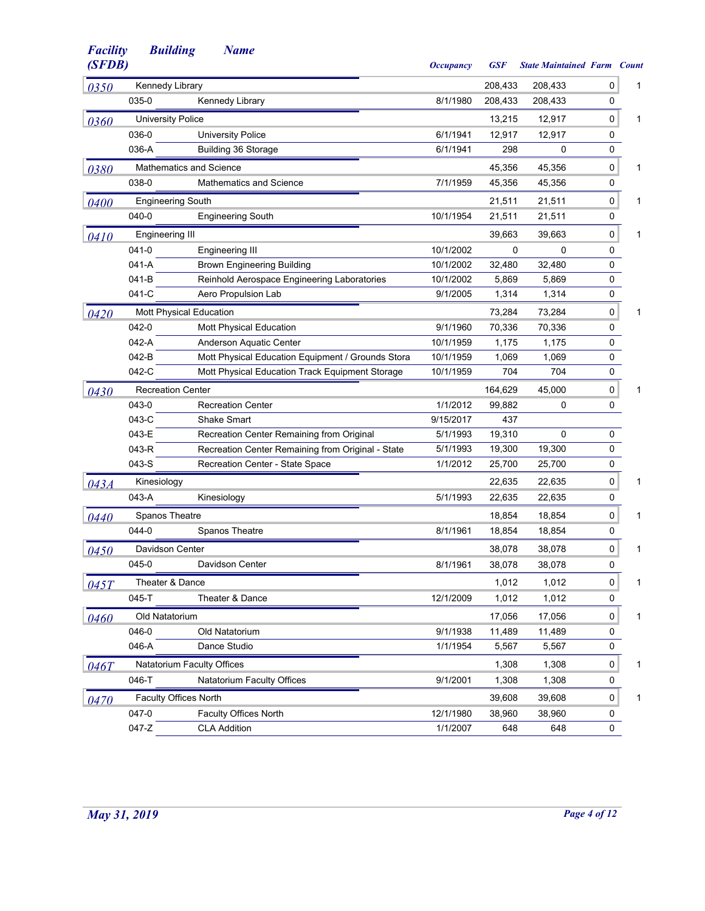| Facility (SFDB) | Building | Name | Occupancy | GSF | State Maintained | Farm | Count |
|---|---|---|---|---|---|---|---|
| 0350 | Kennedy Library | | | 208,433 | 208,433 | 0 | 1 |
| | 035-0 | Kennedy Library | 8/1/1980 | 208,433 | 208,433 | 0 | |
| 0360 | University Police | | | 13,215 | 12,917 | 0 | 1 |
| | 036-0 | University Police | 6/1/1941 | 12,917 | 12,917 | 0 | |
| | 036-A | Building 36 Storage | 6/1/1941 | 298 | 0 | 0 | |
| 0380 | Mathematics and Science | | | 45,356 | 45,356 | 0 | 1 |
| | 038-0 | Mathematics and Science | 7/1/1959 | 45,356 | 45,356 | 0 | |
| 0400 | Engineering South | | | 21,511 | 21,511 | 0 | 1 |
| | 040-0 | Engineering South | 10/1/1954 | 21,511 | 21,511 | 0 | |
| 0410 | Engineering III | | | 39,663 | 39,663 | 0 | 1 |
| | 041-0 | Engineering III | 10/1/2002 | 0 | 0 | 0 | |
| | 041-A | Brown Engineering Building | 10/1/2002 | 32,480 | 32,480 | 0 | |
| | 041-B | Reinhold Aerospace Engineering Laboratories | 10/1/2002 | 5,869 | 5,869 | 0 | |
| | 041-C | Aero Propulsion Lab | 9/1/2005 | 1,314 | 1,314 | 0 | |
| 0420 | Mott Physical Education | | | 73,284 | 73,284 | 0 | 1 |
| | 042-0 | Mott Physical Education | 9/1/1960 | 70,336 | 70,336 | 0 | |
| | 042-A | Anderson Aquatic Center | 10/1/1959 | 1,175 | 1,175 | 0 | |
| | 042-B | Mott Physical Education Equipment / Grounds Stora | 10/1/1959 | 1,069 | 1,069 | 0 | |
| | 042-C | Mott Physical Education Track Equipment Storage | 10/1/1959 | 704 | 704 | 0 | |
| 0430 | Recreation Center | | | 164,629 | 45,000 | 0 | 1 |
| | 043-0 | Recreation Center | 1/1/2012 | 99,882 | 0 | 0 | |
| | 043-C | Shake Smart | 9/15/2017 | 437 | | | |
| | 043-E | Recreation Center Remaining from Original | 5/1/1993 | 19,310 | 0 | 0 | |
| | 043-R | Recreation Center Remaining from Original - State | 5/1/1993 | 19,300 | 19,300 | 0 | |
| | 043-S | Recreation Center - State Space | 1/1/2012 | 25,700 | 25,700 | 0 | |
| 043A | Kinesiology | | | 22,635 | 22,635 | 0 | 1 |
| | 043-A | Kinesiology | 5/1/1993 | 22,635 | 22,635 | 0 | |
| 0440 | Spanos Theatre | | | 18,854 | 18,854 | 0 | 1 |
| | 044-0 | Spanos Theatre | 8/1/1961 | 18,854 | 18,854 | 0 | |
| 0450 | Davidson Center | | | 38,078 | 38,078 | 0 | 1 |
| | 045-0 | Davidson Center | 8/1/1961 | 38,078 | 38,078 | 0 | |
| 045T | Theater & Dance | | | 1,012 | 1,012 | 0 | 1 |
| | 045-T | Theater & Dance | 12/1/2009 | 1,012 | 1,012 | 0 | |
| 0460 | Old Natatorium | | | 17,056 | 17,056 | 0 | 1 |
| | 046-0 | Old Natatorium | 9/1/1938 | 11,489 | 11,489 | 0 | |
| | 046-A | Dance Studio | 1/1/1954 | 5,567 | 5,567 | 0 | |
| 046T | Natatorium Faculty Offices | | | 1,308 | 1,308 | 0 | 1 |
| | 046-T | Natatorium Faculty Offices | 9/1/2001 | 1,308 | 1,308 | 0 | |
| 0470 | Faculty Offices North | | | 39,608 | 39,608 | 0 | 1 |
| | 047-0 | Faculty Offices North | 12/1/1980 | 38,960 | 38,960 | 0 | |
| | 047-Z | CLA Addition | 1/1/2007 | 648 | 648 | 0 | |

May 31, 2019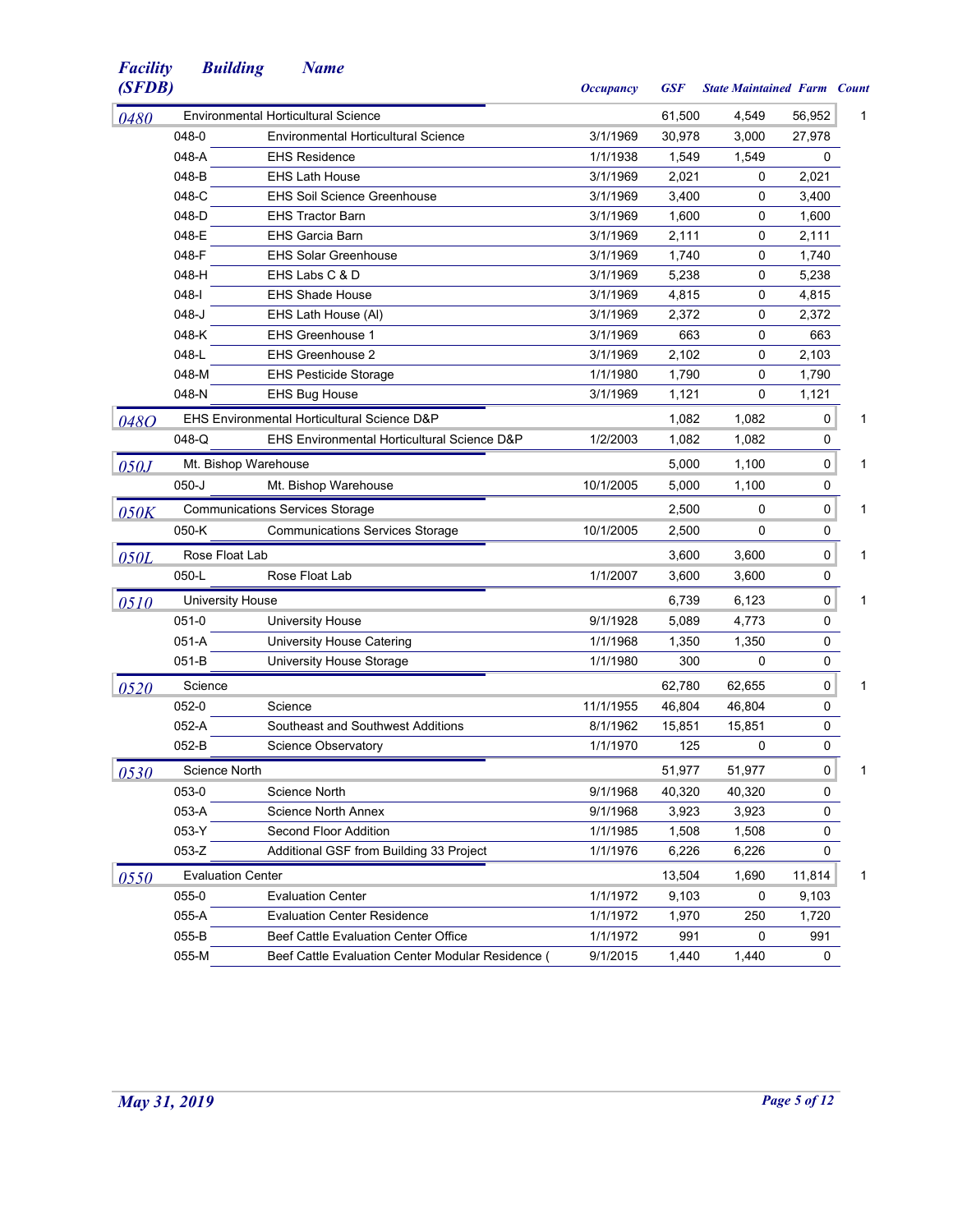| Facility (SFDB) | Building | Name | Occupancy | GSF | State Maintained | Farm | Count |
|---|---|---|---|---|---|---|---|
| 0480 | | Environmental Horticultural Science | | 61,500 | 4,549 | 56,952 | 1 |
| | 048-0 | Environmental Horticultural Science | 3/1/1969 | 30,978 | 3,000 | 27,978 | |
| | 048-A | EHS Residence | 1/1/1938 | 1,549 | 1,549 | 0 | |
| | 048-B | EHS Lath House | 3/1/1969 | 2,021 | 0 | 2,021 | |
| | 048-C | EHS Soil Science Greenhouse | 3/1/1969 | 3,400 | 0 | 3,400 | |
| | 048-D | EHS Tractor Barn | 3/1/1969 | 1,600 | 0 | 1,600 | |
| | 048-E | EHS Garcia Barn | 3/1/1969 | 2,111 | 0 | 2,111 | |
| | 048-F | EHS Solar Greenhouse | 3/1/1969 | 1,740 | 0 | 1,740 | |
| | 048-H | EHS Labs C & D | 3/1/1969 | 5,238 | 0 | 5,238 | |
| | 048-I | EHS Shade House | 3/1/1969 | 4,815 | 0 | 4,815 | |
| | 048-J | EHS Lath House (AI) | 3/1/1969 | 2,372 | 0 | 2,372 | |
| | 048-K | EHS Greenhouse 1 | 3/1/1969 | 663 | 0 | 663 | |
| | 048-L | EHS Greenhouse 2 | 3/1/1969 | 2,102 | 0 | 2,103 | |
| | 048-M | EHS Pesticide Storage | 1/1/1980 | 1,790 | 0 | 1,790 | |
| | 048-N | EHS Bug House | 3/1/1969 | 1,121 | 0 | 1,121 | |
| 048O | | EHS Environmental Horticultural Science D&P | | 1,082 | 1,082 | 0 | 1 |
| | 048-Q | EHS Environmental Horticultural Science D&P | 1/2/2003 | 1,082 | 1,082 | 0 | |
| 050J | | Mt. Bishop Warehouse | | 5,000 | 1,100 | 0 | 1 |
| | 050-J | Mt. Bishop Warehouse | 10/1/2005 | 5,000 | 1,100 | 0 | |
| 050K | | Communications Services Storage | | 2,500 | 0 | 0 | 1 |
| | 050-K | Communications Services Storage | 10/1/2005 | 2,500 | 0 | 0 | |
| 050L | | Rose Float Lab | | 3,600 | 3,600 | 0 | 1 |
| | 050-L | Rose Float Lab | 1/1/2007 | 3,600 | 3,600 | 0 | |
| 0510 | | University House | | 6,739 | 6,123 | 0 | 1 |
| | 051-0 | University House | 9/1/1928 | 5,089 | 4,773 | 0 | |
| | 051-A | University House Catering | 1/1/1968 | 1,350 | 1,350 | 0 | |
| | 051-B | University House Storage | 1/1/1980 | 300 | 0 | 0 | |
| 0520 | | Science | | 62,780 | 62,655 | 0 | 1 |
| | 052-0 | Science | 11/1/1955 | 46,804 | 46,804 | 0 | |
| | 052-A | Southeast and Southwest Additions | 8/1/1962 | 15,851 | 15,851 | 0 | |
| | 052-B | Science Observatory | 1/1/1970 | 125 | 0 | 0 | |
| 0530 | | Science North | | 51,977 | 51,977 | 0 | 1 |
| | 053-0 | Science North | 9/1/1968 | 40,320 | 40,320 | 0 | |
| | 053-A | Science North Annex | 9/1/1968 | 3,923 | 3,923 | 0 | |
| | 053-Y | Second Floor Addition | 1/1/1985 | 1,508 | 1,508 | 0 | |
| | 053-Z | Additional GSF from Building 33 Project | 1/1/1976 | 6,226 | 6,226 | 0 | |
| 0550 | | Evaluation Center | | 13,504 | 1,690 | 11,814 | 1 |
| | 055-0 | Evaluation Center | 1/1/1972 | 9,103 | 0 | 9,103 | |
| | 055-A | Evaluation Center Residence | 1/1/1972 | 1,970 | 250 | 1,720 | |
| | 055-B | Beef Cattle Evaluation Center Office | 1/1/1972 | 991 | 0 | 991 | |
| | 055-M | Beef Cattle Evaluation Center Modular Residence ( | 9/1/2015 | 1,440 | 1,440 | 0 | |

May 31, 2019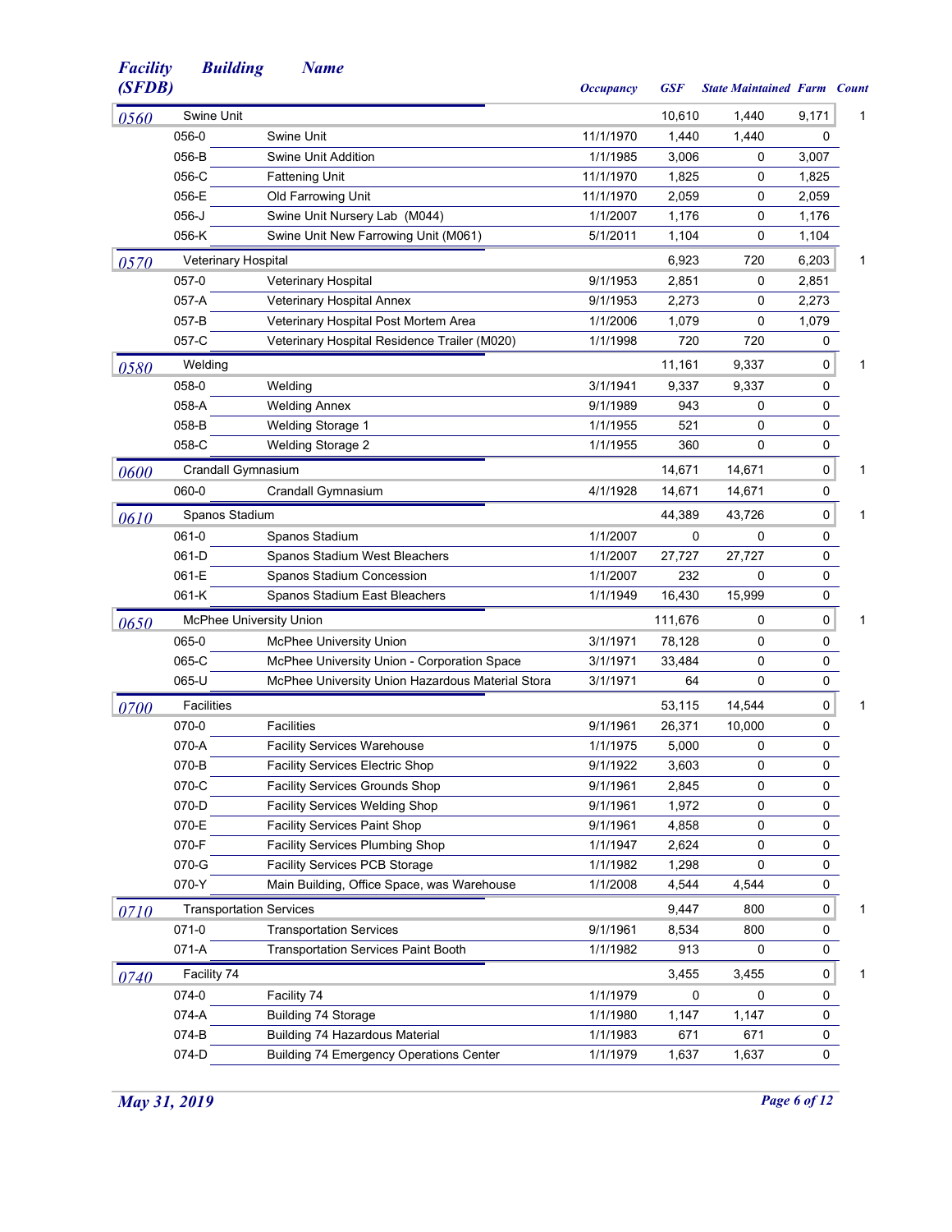| Facility (SFDB) | Building | Name | Occupancy | GSF | State Maintained | Farm | Count |
|---|---|---|---|---|---|---|---|
| 0560 | Swine Unit | | | 10,610 | 1,440 | 9,171 | 1 |
| | 056-0 | Swine Unit | 11/1/1970 | 1,440 | 1,440 | 0 | |
| | 056-B | Swine Unit Addition | 1/1/1985 | 3,006 | 0 | 3,007 | |
| | 056-C | Fattening Unit | 11/1/1970 | 1,825 | 0 | 1,825 | |
| | 056-E | Old Farrowing Unit | 11/1/1970 | 2,059 | 0 | 2,059 | |
| | 056-J | Swine Unit Nursery Lab (M044) | 1/1/2007 | 1,176 | 0 | 1,176 | |
| | 056-K | Swine Unit New Farrowing Unit (M061) | 5/1/2011 | 1,104 | 0 | 1,104 | |
| 0570 | Veterinary Hospital | | | 6,923 | 720 | 6,203 | 1 |
| | 057-0 | Veterinary Hospital | 9/1/1953 | 2,851 | 0 | 2,851 | |
| | 057-A | Veterinary Hospital Annex | 9/1/1953 | 2,273 | 0 | 2,273 | |
| | 057-B | Veterinary Hospital Post Mortem Area | 1/1/2006 | 1,079 | 0 | 1,079 | |
| | 057-C | Veterinary Hospital Residence Trailer (M020) | 1/1/1998 | 720 | 720 | 0 | |
| 0580 | Welding | | | 11,161 | 9,337 | 0 | 1 |
| | 058-0 | Welding | 3/1/1941 | 9,337 | 9,337 | 0 | |
| | 058-A | Welding Annex | 9/1/1989 | 943 | 0 | 0 | |
| | 058-B | Welding Storage 1 | 1/1/1955 | 521 | 0 | 0 | |
| | 058-C | Welding Storage 2 | 1/1/1955 | 360 | 0 | 0 | |
| 0600 | Crandall Gymnasium | | | 14,671 | 14,671 | 0 | 1 |
| | 060-0 | Crandall Gymnasium | 4/1/1928 | 14,671 | 14,671 | 0 | |
| 0610 | Spanos Stadium | | | 44,389 | 43,726 | 0 | 1 |
| | 061-0 | Spanos Stadium | 1/1/2007 | 0 | 0 | 0 | |
| | 061-D | Spanos Stadium West Bleachers | 1/1/2007 | 27,727 | 27,727 | 0 | |
| | 061-E | Spanos Stadium Concession | 1/1/2007 | 232 | 0 | 0 | |
| | 061-K | Spanos Stadium East Bleachers | 1/1/1949 | 16,430 | 15,999 | 0 | |
| 0650 | McPhee University Union | | | 111,676 | 0 | 0 | 1 |
| | 065-0 | McPhee University Union | 3/1/1971 | 78,128 | 0 | 0 | |
| | 065-C | McPhee University Union - Corporation Space | 3/1/1971 | 33,484 | 0 | 0 | |
| | 065-U | McPhee University Union Hazardous Material Stora | 3/1/1971 | 64 | 0 | 0 | |
| 0700 | Facilities | | | 53,115 | 14,544 | 0 | 1 |
| | 070-0 | Facilities | 9/1/1961 | 26,371 | 10,000 | 0 | |
| | 070-A | Facility Services Warehouse | 1/1/1975 | 5,000 | 0 | 0 | |
| | 070-B | Facility Services Electric Shop | 9/1/1922 | 3,603 | 0 | 0 | |
| | 070-C | Facility Services Grounds Shop | 9/1/1961 | 2,845 | 0 | 0 | |
| | 070-D | Facility Services Welding Shop | 9/1/1961 | 1,972 | 0 | 0 | |
| | 070-E | Facility Services Paint Shop | 9/1/1961 | 4,858 | 0 | 0 | |
| | 070-F | Facility Services Plumbing Shop | 1/1/1947 | 2,624 | 0 | 0 | |
| | 070-G | Facility Services PCB Storage | 1/1/1982 | 1,298 | 0 | 0 | |
| | 070-Y | Main Building, Office Space, was Warehouse | 1/1/2008 | 4,544 | 4,544 | 0 | |
| 0710 | Transportation Services | | | 9,447 | 800 | 0 | 1 |
| | 071-0 | Transportation Services | 9/1/1961 | 8,534 | 800 | 0 | |
| | 071-A | Transportation Services Paint Booth | 1/1/1982 | 913 | 0 | 0 | |
| 0740 | Facility 74 | | | 3,455 | 3,455 | 0 | 1 |
| | 074-0 | Facility 74 | 1/1/1979 | 0 | 0 | 0 | |
| | 074-A | Building 74 Storage | 1/1/1980 | 1,147 | 1,147 | 0 | |
| | 074-B | Building 74 Hazardous Material | 1/1/1983 | 671 | 671 | 0 | |
| | 074-D | Building 74 Emergency Operations Center | 1/1/1979 | 1,637 | 1,637 | 0 | |

*May 31, 2019*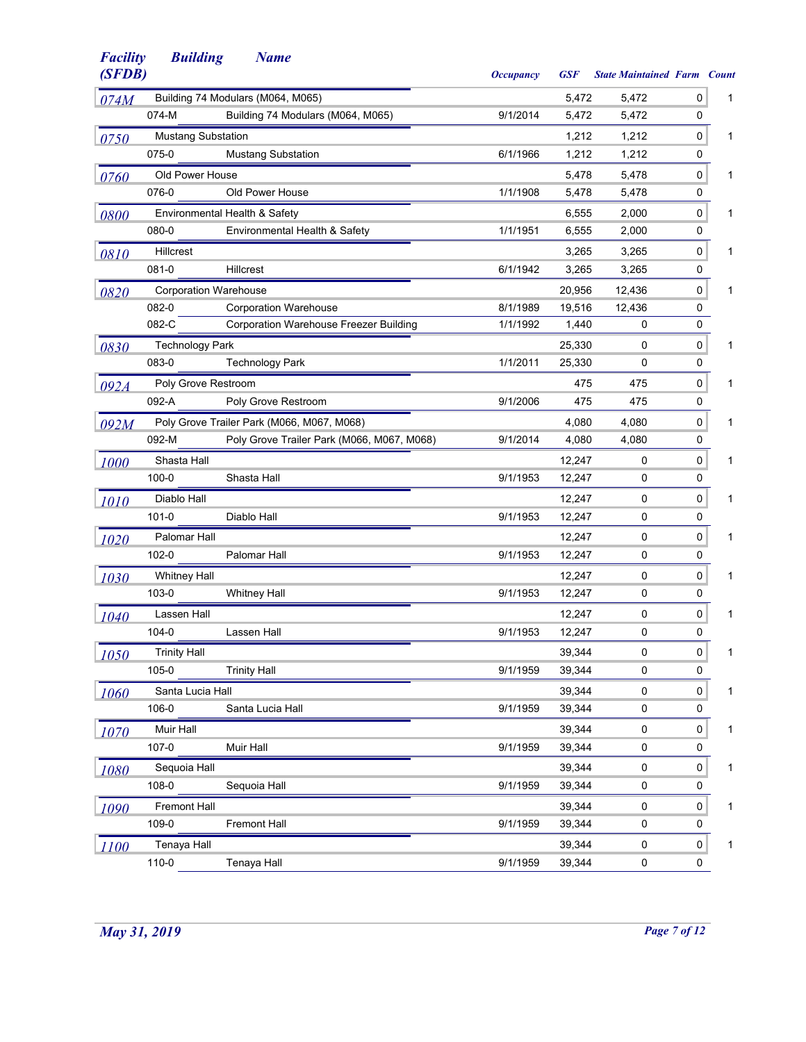| Facility (SFDB) | Building | Name | Occupancy | GSF | State Maintained | Farm | Count |
|---|---|---|---|---|---|---|---|
| 074M | | Building 74 Modulars (M064, M065) | | 5,472 | 5,472 | 0 | 1 |
| | 074-M | Building 74 Modulars (M064, M065) | 9/1/2014 | 5,472 | 5,472 | 0 | |
| 0750 | | Mustang Substation | | 1,212 | 1,212 | 0 | 1 |
| | 075-0 | Mustang Substation | 6/1/1966 | 1,212 | 1,212 | 0 | |
| 0760 | | Old Power House | | 5,478 | 5,478 | 0 | 1 |
| | 076-0 | Old Power House | 1/1/1908 | 5,478 | 5,478 | 0 | |
| 0800 | | Environmental Health & Safety | | 6,555 | 2,000 | 0 | 1 |
| | 080-0 | Environmental Health & Safety | 1/1/1951 | 6,555 | 2,000 | 0 | |
| 0810 | | Hillcrest | | 3,265 | 3,265 | 0 | 1 |
| | 081-0 | Hillcrest | 6/1/1942 | 3,265 | 3,265 | 0 | |
| 0820 | | Corporation Warehouse | | 20,956 | 12,436 | 0 | 1 |
| | 082-0 | Corporation Warehouse | 8/1/1989 | 19,516 | 12,436 | 0 | |
| | 082-C | Corporation Warehouse Freezer Building | 1/1/1992 | 1,440 | 0 | 0 | |
| 0830 | | Technology Park | | 25,330 | 0 | 0 | 1 |
| | 083-0 | Technology Park | 1/1/2011 | 25,330 | 0 | 0 | |
| 092A | | Poly Grove Restroom | | 475 | 475 | 0 | 1 |
| | 092-A | Poly Grove Restroom | 9/1/2006 | 475 | 475 | 0 | |
| 092M | | Poly Grove Trailer Park (M066, M067, M068) | | 4,080 | 4,080 | 0 | 1 |
| | 092-M | Poly Grove Trailer Park (M066, M067, M068) | 9/1/2014 | 4,080 | 4,080 | 0 | |
| 1000 | | Shasta Hall | | 12,247 | 0 | 0 | 1 |
| | 100-0 | Shasta Hall | 9/1/1953 | 12,247 | 0 | 0 | |
| 1010 | | Diablo Hall | | 12,247 | 0 | 0 | 1 |
| | 101-0 | Diablo Hall | 9/1/1953 | 12,247 | 0 | 0 | |
| 1020 | | Palomar Hall | | 12,247 | 0 | 0 | 1 |
| | 102-0 | Palomar Hall | 9/1/1953 | 12,247 | 0 | 0 | |
| 1030 | | Whitney Hall | | 12,247 | 0 | 0 | 1 |
| | 103-0 | Whitney Hall | 9/1/1953 | 12,247 | 0 | 0 | |
| 1040 | | Lassen Hall | | 12,247 | 0 | 0 | 1 |
| | 104-0 | Lassen Hall | 9/1/1953 | 12,247 | 0 | 0 | |
| 1050 | | Trinity Hall | | 39,344 | 0 | 0 | 1 |
| | 105-0 | Trinity Hall | 9/1/1959 | 39,344 | 0 | 0 | |
| 1060 | | Santa Lucia Hall | | 39,344 | 0 | 0 | 1 |
| | 106-0 | Santa Lucia Hall | 9/1/1959 | 39,344 | 0 | 0 | |
| 1070 | | Muir Hall | | 39,344 | 0 | 0 | 1 |
| | 107-0 | Muir Hall | 9/1/1959 | 39,344 | 0 | 0 | |
| 1080 | | Sequoia Hall | | 39,344 | 0 | 0 | 1 |
| | 108-0 | Sequoia Hall | 9/1/1959 | 39,344 | 0 | 0 | |
| 1090 | | Fremont Hall | | 39,344 | 0 | 0 | 1 |
| | 109-0 | Fremont Hall | 9/1/1959 | 39,344 | 0 | 0 | |
| 1100 | | Tenaya Hall | | 39,344 | 0 | 0 | 1 |
| | 110-0 | Tenaya Hall | 9/1/1959 | 39,344 | 0 | 0 | |

*May 31, 2019*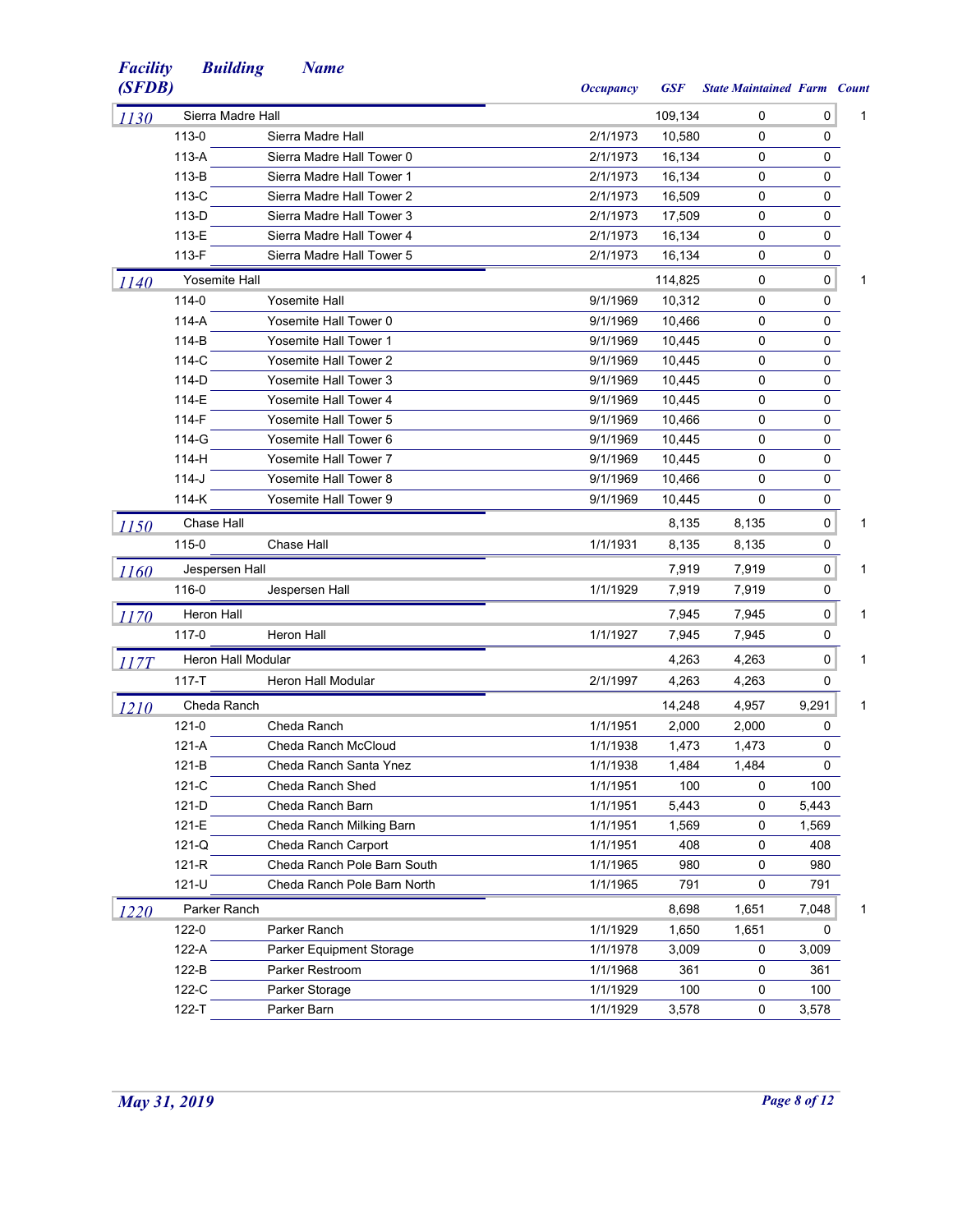| Facility (SFDB) | Building | Name | Occupancy | GSF | State Maintained | Farm | Count |
|---|---|---|---|---|---|---|---|
| 1130 | Sierra Madre Hall | | | 109,134 | 0 | 0 | 1 |
| | 113-0 | Sierra Madre Hall | 2/1/1973 | 10,580 | 0 | 0 | |
| | 113-A | Sierra Madre Hall Tower 0 | 2/1/1973 | 16,134 | 0 | 0 | |
| | 113-B | Sierra Madre Hall Tower 1 | 2/1/1973 | 16,134 | 0 | 0 | |
| | 113-C | Sierra Madre Hall Tower 2 | 2/1/1973 | 16,509 | 0 | 0 | |
| | 113-D | Sierra Madre Hall Tower 3 | 2/1/1973 | 17,509 | 0 | 0 | |
| | 113-E | Sierra Madre Hall Tower 4 | 2/1/1973 | 16,134 | 0 | 0 | |
| | 113-F | Sierra Madre Hall Tower 5 | 2/1/1973 | 16,134 | 0 | 0 | |
| 1140 | Yosemite Hall | | | 114,825 | 0 | 0 | 1 |
| | 114-0 | Yosemite Hall | 9/1/1969 | 10,312 | 0 | 0 | |
| | 114-A | Yosemite Hall Tower 0 | 9/1/1969 | 10,466 | 0 | 0 | |
| | 114-B | Yosemite Hall Tower 1 | 9/1/1969 | 10,445 | 0 | 0 | |
| | 114-C | Yosemite Hall Tower 2 | 9/1/1969 | 10,445 | 0 | 0 | |
| | 114-D | Yosemite Hall Tower 3 | 9/1/1969 | 10,445 | 0 | 0 | |
| | 114-E | Yosemite Hall Tower 4 | 9/1/1969 | 10,445 | 0 | 0 | |
| | 114-F | Yosemite Hall Tower 5 | 9/1/1969 | 10,466 | 0 | 0 | |
| | 114-G | Yosemite Hall Tower 6 | 9/1/1969 | 10,445 | 0 | 0 | |
| | 114-H | Yosemite Hall Tower 7 | 9/1/1969 | 10,445 | 0 | 0 | |
| | 114-J | Yosemite Hall Tower 8 | 9/1/1969 | 10,466 | 0 | 0 | |
| | 114-K | Yosemite Hall Tower 9 | 9/1/1969 | 10,445 | 0 | 0 | |
| 1150 | Chase Hall | | | 8,135 | 8,135 | 0 | 1 |
| | 115-0 | Chase Hall | 1/1/1931 | 8,135 | 8,135 | 0 | |
| 1160 | Jespersen Hall | | | 7,919 | 7,919 | 0 | 1 |
| | 116-0 | Jespersen Hall | 1/1/1929 | 7,919 | 7,919 | 0 | |
| 1170 | Heron Hall | | | 7,945 | 7,945 | 0 | 1 |
| | 117-0 | Heron Hall | 1/1/1927 | 7,945 | 7,945 | 0 | |
| 117T | Heron Hall Modular | | | 4,263 | 4,263 | 0 | 1 |
| | 117-T | Heron Hall Modular | 2/1/1997 | 4,263 | 4,263 | 0 | |
| 1210 | Cheda Ranch | | | 14,248 | 4,957 | 9,291 | 1 |
| | 121-0 | Cheda Ranch | 1/1/1951 | 2,000 | 2,000 | 0 | |
| | 121-A | Cheda Ranch McCloud | 1/1/1938 | 1,473 | 1,473 | 0 | |
| | 121-B | Cheda Ranch Santa Ynez | 1/1/1938 | 1,484 | 1,484 | 0 | |
| | 121-C | Cheda Ranch Shed | 1/1/1951 | 100 | 0 | 100 | |
| | 121-D | Cheda Ranch Barn | 1/1/1951 | 5,443 | 0 | 5,443 | |
| | 121-E | Cheda Ranch Milking Barn | 1/1/1951 | 1,569 | 0 | 1,569 | |
| | 121-Q | Cheda Ranch Carport | 1/1/1951 | 408 | 0 | 408 | |
| | 121-R | Cheda Ranch Pole Barn South | 1/1/1965 | 980 | 0 | 980 | |
| | 121-U | Cheda Ranch Pole Barn North | 1/1/1965 | 791 | 0 | 791 | |
| 1220 | Parker Ranch | | | 8,698 | 1,651 | 7,048 | 1 |
| | 122-0 | Parker Ranch | 1/1/1929 | 1,650 | 1,651 | 0 | |
| | 122-A | Parker Equipment Storage | 1/1/1978 | 3,009 | 0 | 3,009 | |
| | 122-B | Parker Restroom | 1/1/1968 | 361 | 0 | 361 | |
| | 122-C | Parker Storage | 1/1/1929 | 100 | 0 | 100 | |
| | 122-T | Parker Barn | 1/1/1929 | 3,578 | 0 | 3,578 | |

*May 31, 2019*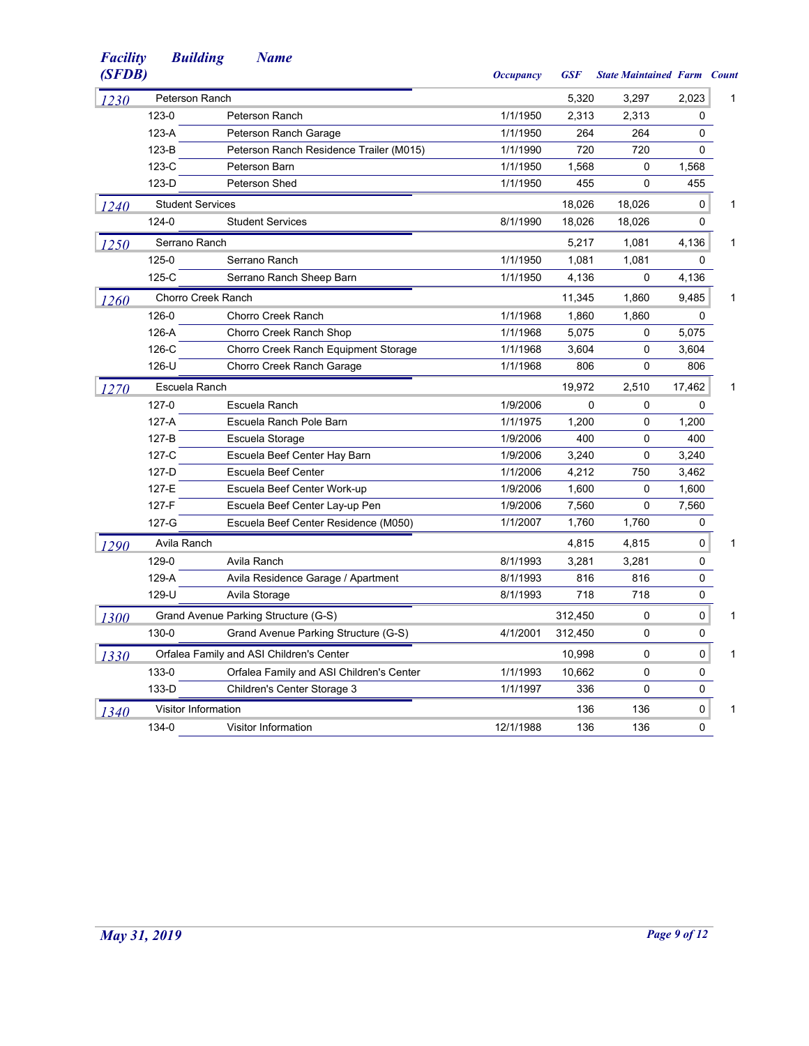| Facility (SFDB) | Building | Name | Occupancy | GSF | State Maintained | Farm | Count |
|---|---|---|---|---|---|---|---|
| 1230 | Peterson Ranch | | | 5,320 | 3,297 | 2,023 | 1 |
| | 123-0 | Peterson Ranch | 1/1/1950 | 2,313 | 2,313 | 0 | |
| | 123-A | Peterson Ranch Garage | 1/1/1950 | 264 | 264 | 0 | |
| | 123-B | Peterson Ranch Residence Trailer (M015) | 1/1/1990 | 720 | 720 | 0 | |
| | 123-C | Peterson Barn | 1/1/1950 | 1,568 | 0 | 1,568 | |
| | 123-D | Peterson Shed | 1/1/1950 | 455 | 0 | 455 | |
| 1240 | Student Services | | | 18,026 | 18,026 | 0 | 1 |
| | 124-0 | Student Services | 8/1/1990 | 18,026 | 18,026 | 0 | |
| 1250 | Serrano Ranch | | | 5,217 | 1,081 | 4,136 | 1 |
| | 125-0 | Serrano Ranch | 1/1/1950 | 1,081 | 1,081 | 0 | |
| | 125-C | Serrano Ranch Sheep Barn | 1/1/1950 | 4,136 | 0 | 4,136 | |
| 1260 | Chorro Creek Ranch | | | 11,345 | 1,860 | 9,485 | 1 |
| | 126-0 | Chorro Creek Ranch | 1/1/1968 | 1,860 | 1,860 | 0 | |
| | 126-A | Chorro Creek Ranch Shop | 1/1/1968 | 5,075 | 0 | 5,075 | |
| | 126-C | Chorro Creek Ranch Equipment Storage | 1/1/1968 | 3,604 | 0 | 3,604 | |
| | 126-U | Chorro Creek Ranch Garage | 1/1/1968 | 806 | 0 | 806 | |
| 1270 | Escuela Ranch | | | 19,972 | 2,510 | 17,462 | 1 |
| | 127-0 | Escuela Ranch | 1/9/2006 | 0 | 0 | 0 | |
| | 127-A | Escuela Ranch Pole Barn | 1/1/1975 | 1,200 | 0 | 1,200 | |
| | 127-B | Escuela Storage | 1/9/2006 | 400 | 0 | 400 | |
| | 127-C | Escuela Beef Center Hay Barn | 1/9/2006 | 3,240 | 0 | 3,240 | |
| | 127-D | Escuela Beef Center | 1/1/2006 | 4,212 | 750 | 3,462 | |
| | 127-E | Escuela Beef Center Work-up | 1/9/2006 | 1,600 | 0 | 1,600 | |
| | 127-F | Escuela Beef Center Lay-up Pen | 1/9/2006 | 7,560 | 0 | 7,560 | |
| | 127-G | Escuela Beef Center Residence (M050) | 1/1/2007 | 1,760 | 1,760 | 0 | |
| 1290 | Avila Ranch | | | 4,815 | 4,815 | 0 | 1 |
| | 129-0 | Avila Ranch | 8/1/1993 | 3,281 | 3,281 | 0 | |
| | 129-A | Avila Residence Garage / Apartment | 8/1/1993 | 816 | 816 | 0 | |
| | 129-U | Avila Storage | 8/1/1993 | 718 | 718 | 0 | |
| 1300 | Grand Avenue Parking Structure (G-S) | | | 312,450 | 0 | 0 | 1 |
| | 130-0 | Grand Avenue Parking Structure (G-S) | 4/1/2001 | 312,450 | 0 | 0 | |
| 1330 | Orfalea Family and ASI Children's Center | | | 10,998 | 0 | 0 | 1 |
| | 133-0 | Orfalea Family and ASI Children's Center | 1/1/1993 | 10,662 | 0 | 0 | |
| | 133-D | Children's Center Storage 3 | 1/1/1997 | 336 | 0 | 0 | |
| 1340 | Visitor Information | | | 136 | 136 | 0 | 1 |
| | 134-0 | Visitor Information | 12/1/1988 | 136 | 136 | 0 | |

*May 31, 2019*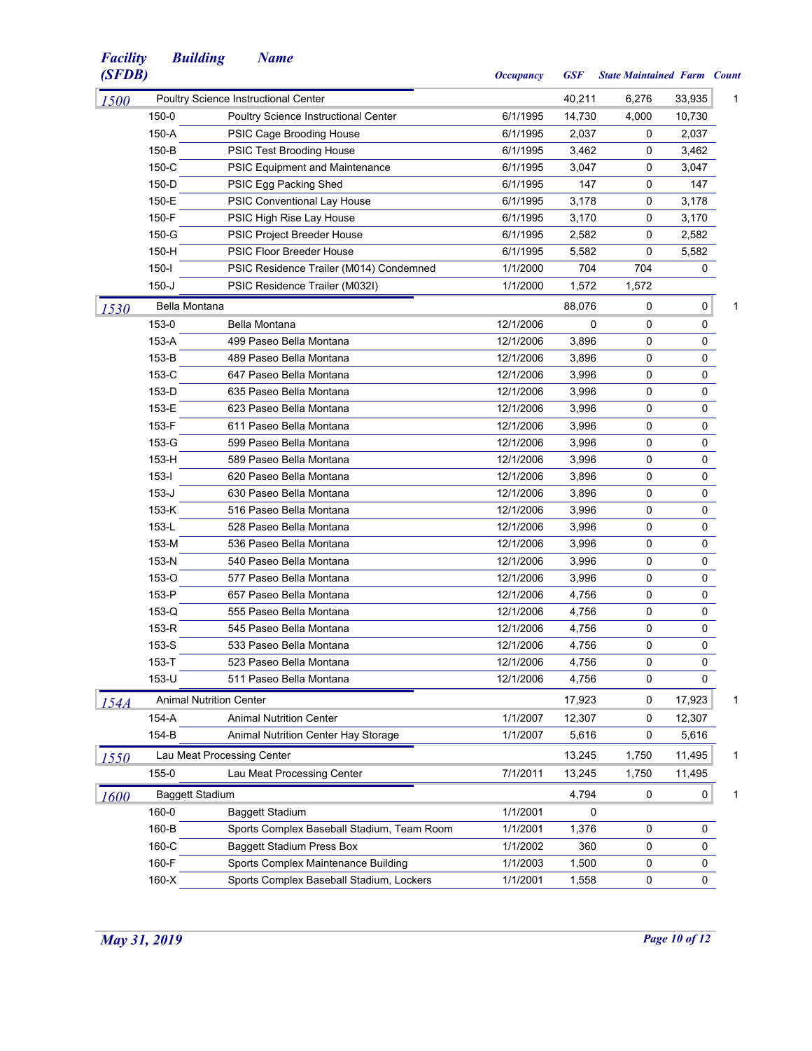| Facility (SFDB) | Building | Name | Occupancy | GSF | State Maintained | Farm | Count |
|---|---|---|---|---|---|---|---|
| 1500 | | Poultry Science Instructional Center | | 40,211 | 6,276 | 33,935 | 1 |
| | 150-0 | Poultry Science Instructional Center | 6/1/1995 | 14,730 | 4,000 | 10,730 | |
| | 150-A | PSIC Cage Brooding House | 6/1/1995 | 2,037 | 0 | 2,037 | |
| | 150-B | PSIC Test Brooding House | 6/1/1995 | 3,462 | 0 | 3,462 | |
| | 150-C | PSIC Equipment and Maintenance | 6/1/1995 | 3,047 | 0 | 3,047 | |
| | 150-D | PSIC Egg Packing Shed | 6/1/1995 | 147 | 0 | 147 | |
| | 150-E | PSIC Conventional Lay House | 6/1/1995 | 3,178 | 0 | 3,178 | |
| | 150-F | PSIC High Rise Lay House | 6/1/1995 | 3,170 | 0 | 3,170 | |
| | 150-G | PSIC Project Breeder House | 6/1/1995 | 2,582 | 0 | 2,582 | |
| | 150-H | PSIC Floor Breeder House | 6/1/1995 | 5,582 | 0 | 5,582 | |
| | 150-I | PSIC Residence Trailer (M014) Condemned | 1/1/2000 | 704 | 704 | 0 | |
| | 150-J | PSIC Residence Trailer (M032I) | 1/1/2000 | 1,572 | 1,572 | | |
| 1530 | | Bella Montana | | 88,076 | 0 | 0 | 1 |
| | 153-0 | Bella Montana | 12/1/2006 | 0 | 0 | 0 | |
| | 153-A | 499 Paseo Bella Montana | 12/1/2006 | 3,896 | 0 | 0 | |
| | 153-B | 489 Paseo Bella Montana | 12/1/2006 | 3,896 | 0 | 0 | |
| | 153-C | 647 Paseo Bella Montana | 12/1/2006 | 3,996 | 0 | 0 | |
| | 153-D | 635 Paseo Bella Montana | 12/1/2006 | 3,996 | 0 | 0 | |
| | 153-E | 623 Paseo Bella Montana | 12/1/2006 | 3,996 | 0 | 0 | |
| | 153-F | 611 Paseo Bella Montana | 12/1/2006 | 3,996 | 0 | 0 | |
| | 153-G | 599 Paseo Bella Montana | 12/1/2006 | 3,996 | 0 | 0 | |
| | 153-H | 589 Paseo Bella Montana | 12/1/2006 | 3,996 | 0 | 0 | |
| | 153-I | 620 Paseo Bella Montana | 12/1/2006 | 3,896 | 0 | 0 | |
| | 153-J | 630 Paseo Bella Montana | 12/1/2006 | 3,896 | 0 | 0 | |
| | 153-K | 516 Paseo Bella Montana | 12/1/2006 | 3,996 | 0 | 0 | |
| | 153-L | 528 Paseo Bella Montana | 12/1/2006 | 3,996 | 0 | 0 | |
| | 153-M | 536 Paseo Bella Montana | 12/1/2006 | 3,996 | 0 | 0 | |
| | 153-N | 540 Paseo Bella Montana | 12/1/2006 | 3,996 | 0 | 0 | |
| | 153-O | 577 Paseo Bella Montana | 12/1/2006 | 3,996 | 0 | 0 | |
| | 153-P | 657 Paseo Bella Montana | 12/1/2006 | 4,756 | 0 | 0 | |
| | 153-Q | 555 Paseo Bella Montana | 12/1/2006 | 4,756 | 0 | 0 | |
| | 153-R | 545 Paseo Bella Montana | 12/1/2006 | 4,756 | 0 | 0 | |
| | 153-S | 533 Paseo Bella Montana | 12/1/2006 | 4,756 | 0 | 0 | |
| | 153-T | 523 Paseo Bella Montana | 12/1/2006 | 4,756 | 0 | 0 | |
| | 153-U | 511 Paseo Bella Montana | 12/1/2006 | 4,756 | 0 | 0 | |
| 154A | | Animal Nutrition Center | | 17,923 | 0 | 17,923 | 1 |
| | 154-A | Animal Nutrition Center | 1/1/2007 | 12,307 | 0 | 12,307 | |
| | 154-B | Animal Nutrition Center Hay Storage | 1/1/2007 | 5,616 | 0 | 5,616 | |
| 1550 | | Lau Meat Processing Center | | 13,245 | 1,750 | 11,495 | 1 |
| | 155-0 | Lau Meat Processing Center | 7/1/2011 | 13,245 | 1,750 | 11,495 | |
| 1600 | | Baggett Stadium | | 4,794 | 0 | 0 | 1 |
| | 160-0 | Baggett Stadium | 1/1/2001 | 0 | | | |
| | 160-B | Sports Complex Baseball Stadium, Team Room | 1/1/2001 | 1,376 | 0 | 0 | |
| | 160-C | Baggett Stadium Press Box | 1/1/2002 | 360 | 0 | 0 | |
| | 160-F | Sports Complex Maintenance Building | 1/1/2003 | 1,500 | 0 | 0 | |
| | 160-X | Sports Complex Baseball Stadium, Lockers | 1/1/2001 | 1,558 | 0 | 0 | |

*May 31, 2019*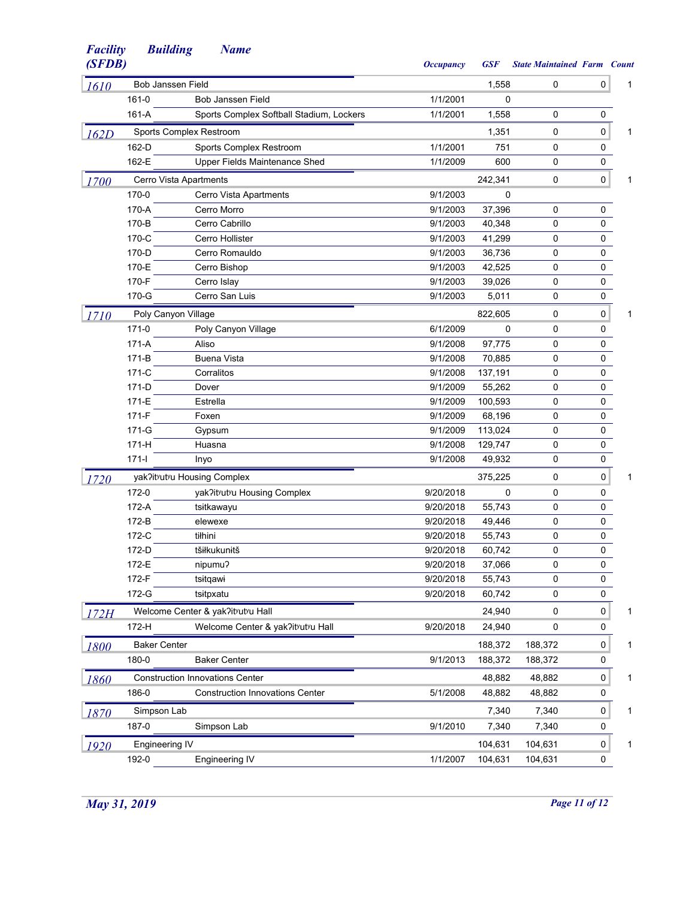| Facility (SFDB) | Building | Name | Occupancy | GSF | State Maintained | Farm | Count |
|---|---|---|---|---|---|---|---|
| 1610 | Bob Janssen Field | | | 1,558 | 0 | 0 | 1 |
| | 161-0 | Bob Janssen Field | 1/1/2001 | 0 | | | |
| | 161-A | Sports Complex Softball Stadium, Lockers | 1/1/2001 | 1,558 | 0 | 0 | |
| 162D | Sports Complex Restroom | | | 1,351 | 0 | 0 | 1 |
| | 162-D | Sports Complex Restroom | 1/1/2001 | 751 | 0 | 0 | |
| | 162-E | Upper Fields Maintenance Shed | 1/1/2009 | 600 | 0 | 0 | |
| 1700 | Cerro Vista Apartments | | | 242,341 | 0 | 0 | 1 |
| | 170-0 | Cerro Vista Apartments | 9/1/2003 | 0 | | | |
| | 170-A | Cerro Morro | 9/1/2003 | 37,396 | 0 | 0 | |
| | 170-B | Cerro Cabrillo | 9/1/2003 | 40,348 | 0 | 0 | |
| | 170-C | Cerro Hollister | 9/1/2003 | 41,299 | 0 | 0 | |
| | 170-D | Cerro Romauldo | 9/1/2003 | 36,736 | 0 | 0 | |
| | 170-E | Cerro Bishop | 9/1/2003 | 42,525 | 0 | 0 | |
| | 170-F | Cerro Islay | 9/1/2003 | 39,026 | 0 | 0 | |
| | 170-G | Cerro San Luis | 9/1/2003 | 5,011 | 0 | 0 | |
| 1710 | Poly Canyon Village | | | 822,605 | 0 | 0 | 1 |
| | 171-0 | Poly Canyon Village | 6/1/2009 | 0 | 0 | 0 | |
| | 171-A | Aliso | 9/1/2008 | 97,775 | 0 | 0 | |
| | 171-B | Buena Vista | 9/1/2008 | 70,885 | 0 | 0 | |
| | 171-C | Corralitos | 9/1/2008 | 137,191 | 0 | 0 | |
| | 171-D | Dover | 9/1/2009 | 55,262 | 0 | 0 | |
| | 171-E | Estrella | 9/1/2009 | 100,593 | 0 | 0 | |
| | 171-F | Foxen | 9/1/2009 | 68,196 | 0 | 0 | |
| | 171-G | Gypsum | 9/1/2009 | 113,024 | 0 | 0 | |
| | 171-H | Huasna | 9/1/2008 | 129,747 | 0 | 0 | |
| | 171-I | Inyo | 9/1/2008 | 49,932 | 0 | 0 | |
| 1720 | yakʔitʸutʸu Housing Complex | | | 375,225 | 0 | 0 | 1 |
| | 172-0 | yakʔitʸutʸu Housing Complex | 9/20/2018 | 0 | 0 | 0 | |
| | 172-A | tsitkawayu | 9/20/2018 | 55,743 | 0 | 0 | |
| | 172-B | elewexe | 9/20/2018 | 49,446 | 0 | 0 | |
| | 172-C | tiłhini | 9/20/2018 | 55,743 | 0 | 0 | |
| | 172-D | tšiłkukunitš | 9/20/2018 | 60,742 | 0 | 0 | |
| | 172-E | nipumuʔ | 9/20/2018 | 37,066 | 0 | 0 | |
| | 172-F | tsitqawi | 9/20/2018 | 55,743 | 0 | 0 | |
| | 172-G | tsitpxatu | 9/20/2018 | 60,742 | 0 | 0 | |
| 172H | Welcome Center & yakʔitʸutʸu Hall | | | 24,940 | 0 | 0 | 1 |
| | 172-H | Welcome Center & yakʔitʸutʸu Hall | 9/20/2018 | 24,940 | 0 | 0 | |
| 1800 | Baker Center | | | 188,372 | 188,372 | 0 | 1 |
| | 180-0 | Baker Center | 9/1/2013 | 188,372 | 188,372 | 0 | |
| 1860 | Construction Innovations Center | | | 48,882 | 48,882 | 0 | 1 |
| | 186-0 | Construction Innovations Center | 5/1/2008 | 48,882 | 48,882 | 0 | |
| 1870 | Simpson Lab | | | 7,340 | 7,340 | 0 | 1 |
| | 187-0 | Simpson Lab | 9/1/2010 | 7,340 | 7,340 | 0 | |
| 1920 | Engineering IV | | | 104,631 | 104,631 | 0 | 1 |
| | 192-0 | Engineering IV | 1/1/2007 | 104,631 | 104,631 | 0 | |

*May 31, 2019*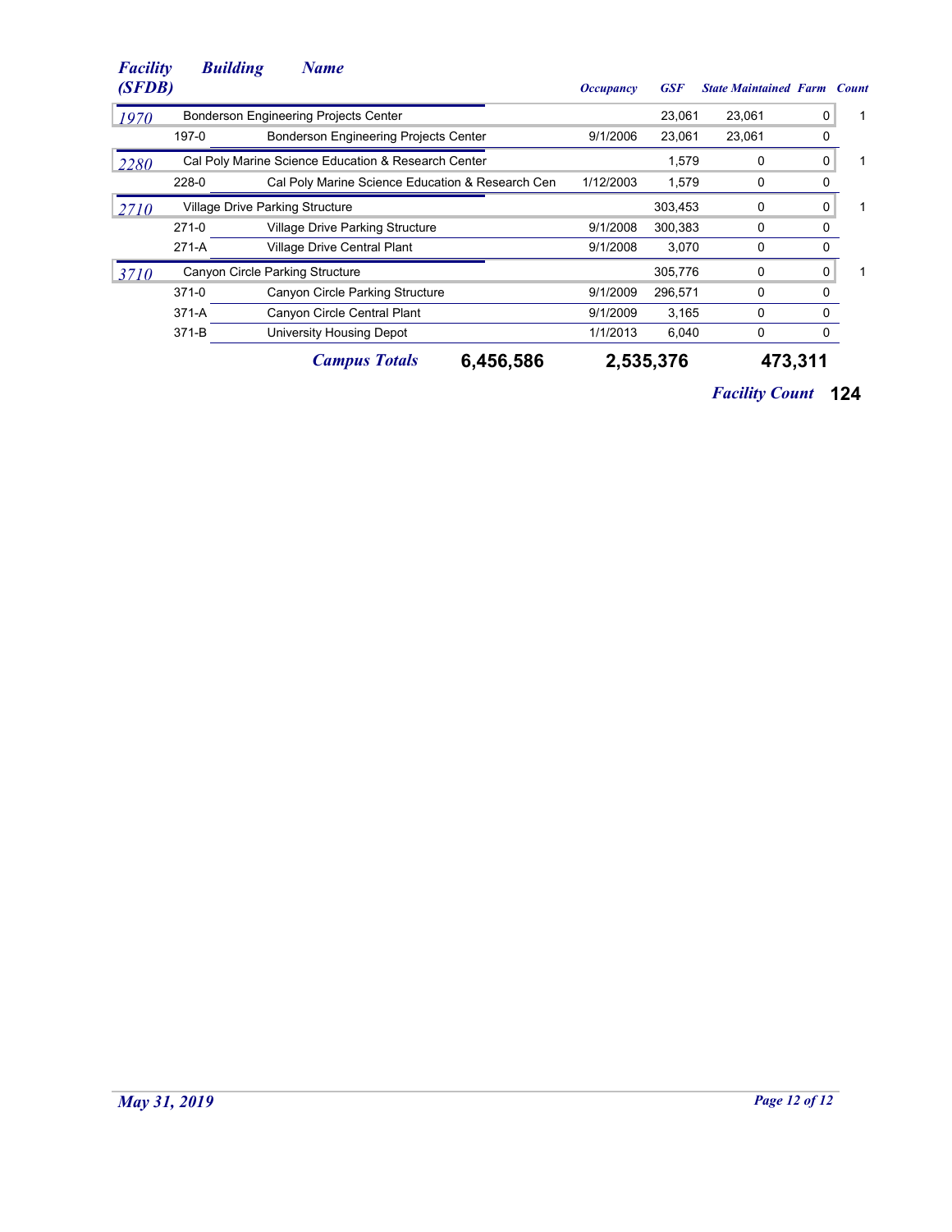| Facility (SFDB) | Building | Name | Occupancy | GSF | State Maintained | Farm | Count |
|---|---|---|---|---|---|---|---|
| 1970 | | Bonderson Engineering Projects Center | | 23,061 | 23,061 | 0 | 1 |
| | 197-0 | Bonderson Engineering Projects Center | 9/1/2006 | 23,061 | 23,061 | 0 | |
| 2280 | | Cal Poly Marine Science Education & Research Center | | 1,579 | 0 | 0 | 1 |
| | 228-0 | Cal Poly Marine Science Education & Research Cen | 1/12/2003 | 1,579 | 0 | 0 | |
| 2710 | | Village Drive Parking Structure | | 303,453 | 0 | 0 | 1 |
| | 271-0 | Village Drive Parking Structure | 9/1/2008 | 300,383 | 0 | 0 | |
| | 271-A | Village Drive Central Plant | 9/1/2008 | 3,070 | 0 | 0 | |
| 3710 | | Canyon Circle Parking Structure | | 305,776 | 0 | 0 | 1 |
| | 371-0 | Canyon Circle Parking Structure | 9/1/2009 | 296,571 | 0 | 0 | |
| | 371-A | Canyon Circle Central Plant | 9/1/2009 | 3,165 | 0 | 0 | |
| | 371-B | University Housing Depot | 1/1/2013 | 6,040 | 0 | 0 | |

***Campus Totals*** **6,456,586** **2,535,376** **473,311**

***Facility Count*** **124**

*May 31, 2019*